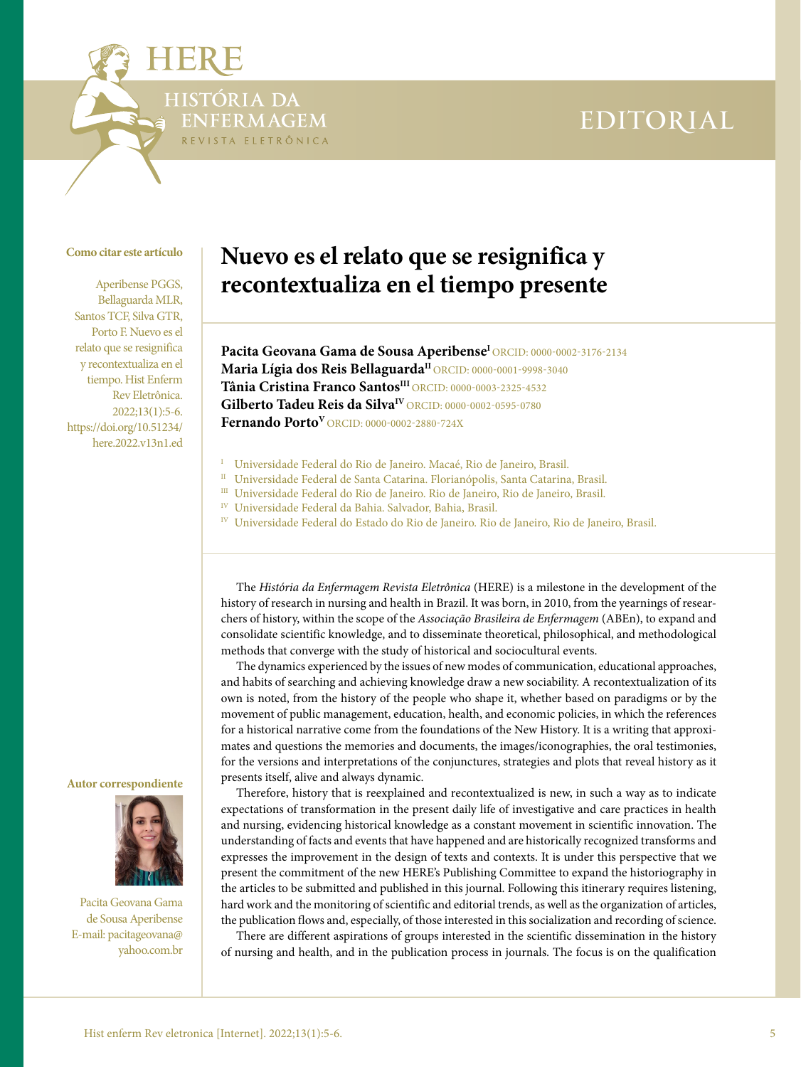EDITORIAL

# Nuevo es el relato que se resignifica y recontextualiza en el tiempo presente

**Pacita Geovana Gama de Sousa Aperibense**[I] ORCID: 0000-0002-3176-2134
**Maria Lígia dos Reis Bellaguarda**[II] ORCID: 0000-0001-9998-3040
**Tânia Cristina Franco Santos**[III] ORCID: 0000-0003-2325-4532
**Gilberto Tadeu Reis da Silva**[IV] ORCID: 0000-0002-0595-0780
**Fernando Porto**[V] ORCID: 0000-0002-2880-724X

[I] Universidade Federal do Rio de Janeiro. Macaé, Rio de Janeiro, Brasil.
[II] Universidade Federal de Santa Catarina. Florianópolis, Santa Catarina, Brasil.
[III] Universidade Federal do Rio de Janeiro. Rio de Janeiro, Rio de Janeiro, Brasil.
[IV] Universidade Federal da Bahia. Salvador, Bahia, Brasil.
[IV] Universidade Federal do Estado do Rio de Janeiro. Rio de Janeiro, Rio de Janeiro, Brasil.

**Como citar este artículo**

Aperibense PGGS, Bellaguarda MLR, Santos TCF, Silva GTR, Porto F. Nuevo es el relato que se resignifica y recontextualiza en el tiempo. Hist Enferm Rev Eletrônica. 2022;13(1):5-6. https://doi.org/10.51234/here.2022.v13n1.ed

**Autor correspondiente**

Pacita Geovana Gama de Sousa Aperibense
E-mail: pacitageovana@yahoo.com.br

The *História da Enfermagem Revista Eletrônica* (HERE) is a milestone in the development of the history of research in nursing and health in Brazil. It was born, in 2010, from the yearnings of researchers of history, within the scope of the *Associação Brasileira de Enfermagem* (ABEn), to expand and consolidate scientific knowledge, and to disseminate theoretical, philosophical, and methodological methods that converge with the study of historical and sociocultural events.

The dynamics experienced by the issues of new modes of communication, educational approaches, and habits of searching and achieving knowledge draw a new sociability. A recontextualization of its own is noted, from the history of the people who shape it, whether based on paradigms or by the movement of public management, education, health, and economic policies, in which the references for a historical narrative come from the foundations of the New History. It is a writing that approximates and questions the memories and documents, the images/iconographies, the oral testimonies, for the versions and interpretations of the conjunctures, strategies and plots that reveal history as it presents itself, alive and always dynamic.

Therefore, history that is reexplained and recontextualized is new, in such a way as to indicate expectations of transformation in the present daily life of investigative and care practices in health and nursing, evidencing historical knowledge as a constant movement in scientific innovation. The understanding of facts and events that have happened and are historically recognized transforms and expresses the improvement in the design of texts and contexts. It is under this perspective that we present the commitment of the new HERE's Publishing Committee to expand the historiography in the articles to be submitted and published in this journal. Following this itinerary requires listening, hard work and the monitoring of scientific and editorial trends, as well as the organization of articles, the publication flows and, especially, of those interested in this socialization and recording of science.

There are different aspirations of groups interested in the scientific dissemination in the history of nursing and health, and in the publication process in journals. The focus is on the qualification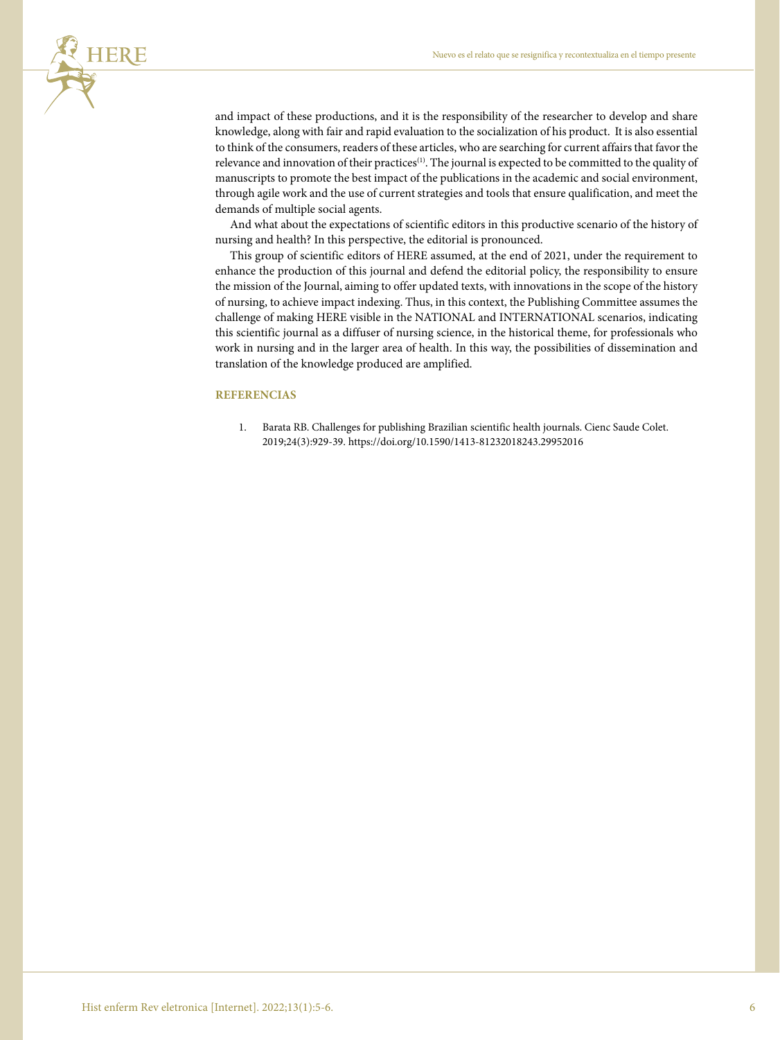and impact of these productions, and it is the responsibility of the researcher to develop and share knowledge, along with fair and rapid evaluation to the socialization of his product. It is also essential to think of the consumers, readers of these articles, who are searching for current affairs that favor the relevance and innovation of their practices[1]. The journal is expected to be committed to the quality of manuscripts to promote the best impact of the publications in the academic and social environment, through agile work and the use of current strategies and tools that ensure qualification, and meet the demands of multiple social agents.

And what about the expectations of scientific editors in this productive scenario of the history of nursing and health? In this perspective, the editorial is pronounced.

This group of scientific editors of HERE assumed, at the end of 2021, under the requirement to enhance the production of this journal and defend the editorial policy, the responsibility to ensure the mission of the Journal, aiming to offer updated texts, with innovations in the scope of the history of nursing, to achieve impact indexing. Thus, in this context, the Publishing Committee assumes the challenge of making HERE visible in the NATIONAL and INTERNATIONAL scenarios, indicating this scientific journal as a diffuser of nursing science, in the historical theme, for professionals who work in nursing and in the larger area of health. In this way, the possibilities of dissemination and translation of the knowledge produced are amplified.

## REFERENCIAS

1. Barata RB. Challenges for publishing Brazilian scientific health journals. Cienc Saude Colet. 2019;24(3):929-39. https://doi.org/10.1590/1413-81232018243.29952016